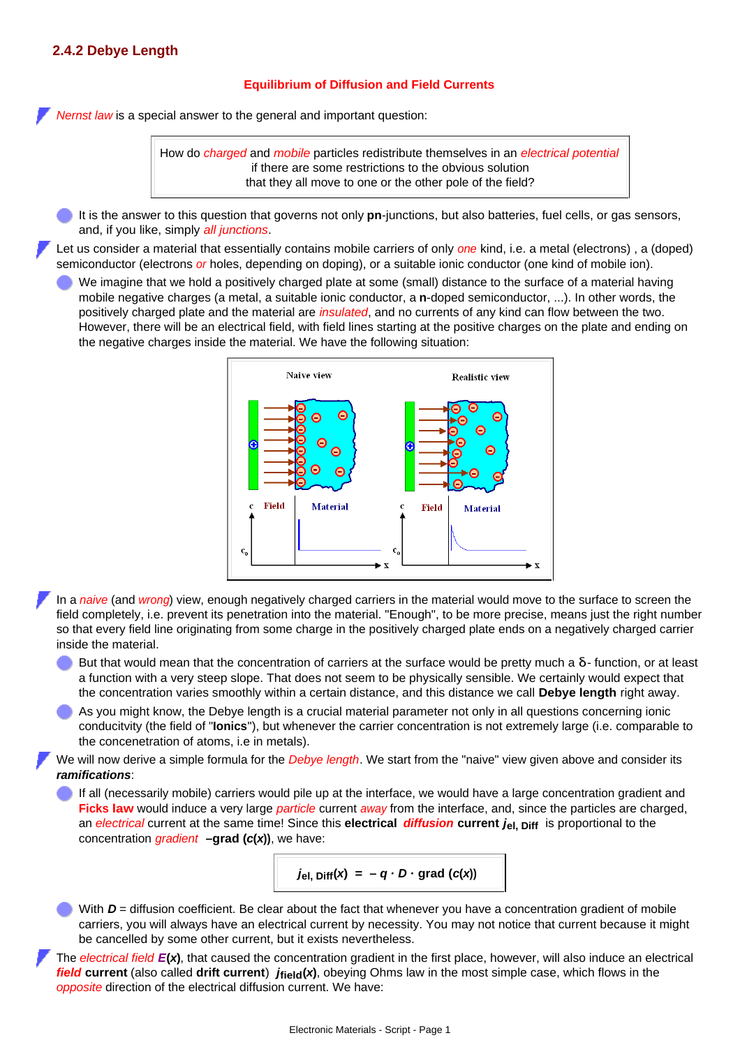### 2.4.2 Debye Length

#### Equilibrium of Diffusion and Field Currents

*Nernst law* is a special answer to the general and important question:

> How do *charged* and *mobile* particles redistribute themselves in an *electrical potential* if there are some restrictions to the obvious solution that they all move to one or the other pole of the field?

- It is the answer to this question that governs not only **pn**-junctions, but also batteries, fuel cells, or gas sensors, and, if you like, simply *all junctions*.

Let us consider a material that essentially contains mobile carriers of only *one* kind, i.e. a metal (electrons) , a (doped) semiconductor (electrons *or* holes, depending on doping), or a suitable ionic conductor (one kind of mobile ion).

- We imagine that we hold a positively charged plate at some (small) distance to the surface of a material having mobile negative charges (a metal, a suitable ionic conductor, a **n**-doped semiconductor, ...). In other words, the positively charged plate and the material are *insulated*, and no currents of any kind can flow between the two. However, there will be an electrical field, with field lines starting at the positive charges on the plate and ending on the negative charges inside the material. We have the following situation:

In a *naive* (and *wrong*) view, enough negatively charged carriers in the material would move to the surface to screen the field completely, i.e. prevent its penetration into the material. "Enough", to be more precise, means just the right number so that every field line originating from some charge in the positively charged plate ends on a negatively charged carrier inside the material.

- But that would mean that the concentration of carriers at the surface would be pretty much a δ- function, or at least a function with a very steep slope. That does not seem to be physically sensible. We certainly would expect that the concentration varies smoothly within a certain distance, and this distance we call **Debye length** right away.
- As you might know, the Debye length is a crucial material parameter not only in all questions concerning ionic conducitvity (the field of "**Ionics**"), but whenever the carrier concentration is not extremely large (i.e. comparable to the concenetration of atoms, i.e in metals).

We will now derive a simple formula for the *Debye length*. We start from the "naive" view given above and consider its ***ramifications***:

- If all (necessarily mobile) carriers would pile up at the interface, we would have a large concentration gradient and **Ficks law** would induce a very large *particle* current *away* from the interface, and, since the particles are charged, an *electrical* current at the same time! Since this **electrical** ***diffusion*** **current** $j_{\text{el, Diff}}$ is proportional to the concentration *gradient* **–grad** (***c***(***x***)), we have:

$$j_{\text{el, Diff}}(x) \;=\; -\,q \cdot D \cdot \text{grad}\,(c(x))$$

- With ***D*** = diffusion coefficient. Be clear about the fact that whenever you have a concentration gradient of mobile carriers, you will always have an electrical current by necessity. You may not notice that current because it might be cancelled by some other current, but it exists nevertheless.

The *electrical field* ***E***(***x***), that caused the concentration gradient in the first place, however, will also induce an electrical ***field*** **current** (also called **drift current**) $j_{\text{field}}(x)$, obeying Ohms law in the most simple case, which flows in the *opposite* direction of the electrical diffusion current. We have: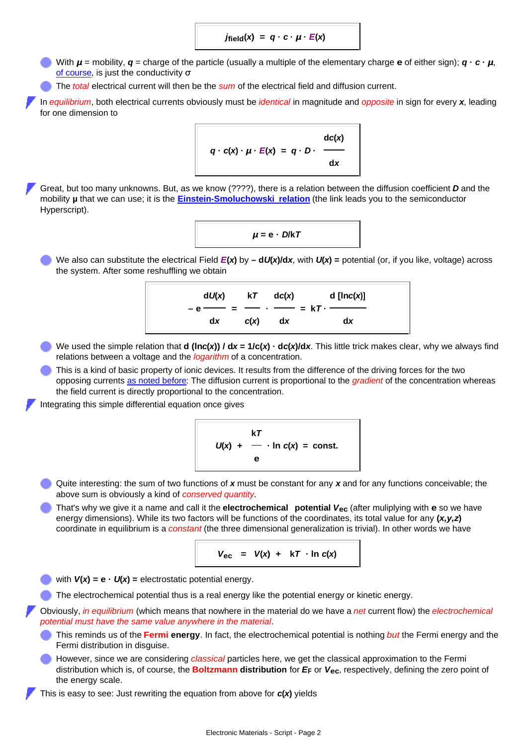$$j_{\text{field}}(x) = q \cdot c \cdot \mu \cdot E(x)$$

- With $\mu$ = mobility, $q$ = charge of the particle (usually a multiple of the elementary charge **e** of either sign); $q \cdot c \cdot \mu$, of course, is just the conductivity $\sigma$
- The *total* electrical current will then be the *sum* of the electrical field and diffusion current.

In *equilibrium*, both electrical currents obviously must be *identical* in magnitude and *opposite* in sign for every $x$, leading for one dimension to

$$q \cdot c(x) \cdot \mu \cdot E(x) = q \cdot D \cdot \frac{dc(x)}{dx}$$

Great, but too many unknowns. But, as we know (????), there is a relation between the diffusion coefficient $D$ and the mobility $\mu$ that we can use; it is the **Einstein-Smoluchowski relation** (the link leads you to the semiconductor Hyperscript).

$$\mu = e \cdot D/kT$$

- We also can substitute the electrical Field $E(x)$ by $-\,dU(x)/dx$, with $U(x)$ = potential (or, if you like, voltage) across the system. After some reshuffling we obtain

$$-\,e\,\frac{dU(x)}{dx} = \frac{kT}{c(x)} \cdot \frac{dc(x)}{dx} = kT \cdot \frac{d\,[\ln c(x)]}{dx}$$

- We used the simple relation that $d\,(\ln c(x))\,/\,dx = 1/c(x) \cdot dc(x)/dx$. This little trick makes clear, why we always find relations between a voltage and the *logarithm* of a concentration.
- This is a kind of basic property of ionic devices. It results from the difference of the driving forces for the two opposing currents as noted before: The diffusion current is proportional to the *gradient* of the concentration whereas the field current is directly proportional to the concentration.

Integrating this simple differential equation once gives

$$U(x) + \frac{kT}{e} \cdot \ln c(x) = \text{const.}$$

- Quite interesting: the sum of two functions of $x$ must be constant for any $x$ and for any functions conceivable; the above sum is obviously a kind of *conserved quantity*.
- That's why we give it a name and call it the **electrochemical potential** $V_{ec}$ (after muliplying with **e** so we have energy dimensions). While its two factors will be functions of the coordinates, its total value for any $(x,y,z)$ coordinate in equilibrium is a *constant* (the three dimensional generalization is trivial). In other words we have

$$V_{ec} = V(x) + kT \cdot \ln c(x)$$

- with $V(x) = e \cdot U(x)$ = electrostatic potential energy.
- The electrochemical potential thus is a real energy like the potential energy or kinetic energy.

Obviously, *in equilibrium* (which means that nowhere in the material do we have a *net* current flow) the *electrochemical potential must have the same value anywhere in the material*.

- This reminds us of the **Fermi energy**. In fact, the electrochemical potential is nothing *but* the Fermi energy and the Fermi distribution in disguise.
- However, since we are considering *classical* particles here, we get the classical approximation to the Fermi distribution which is, of course, the **Boltzmann distribution** for $E_F$ or $V_{ec}$, respectively, defining the zero point of the energy scale.

This is easy to see: Just rewriting the equation from above for $c(x)$ yields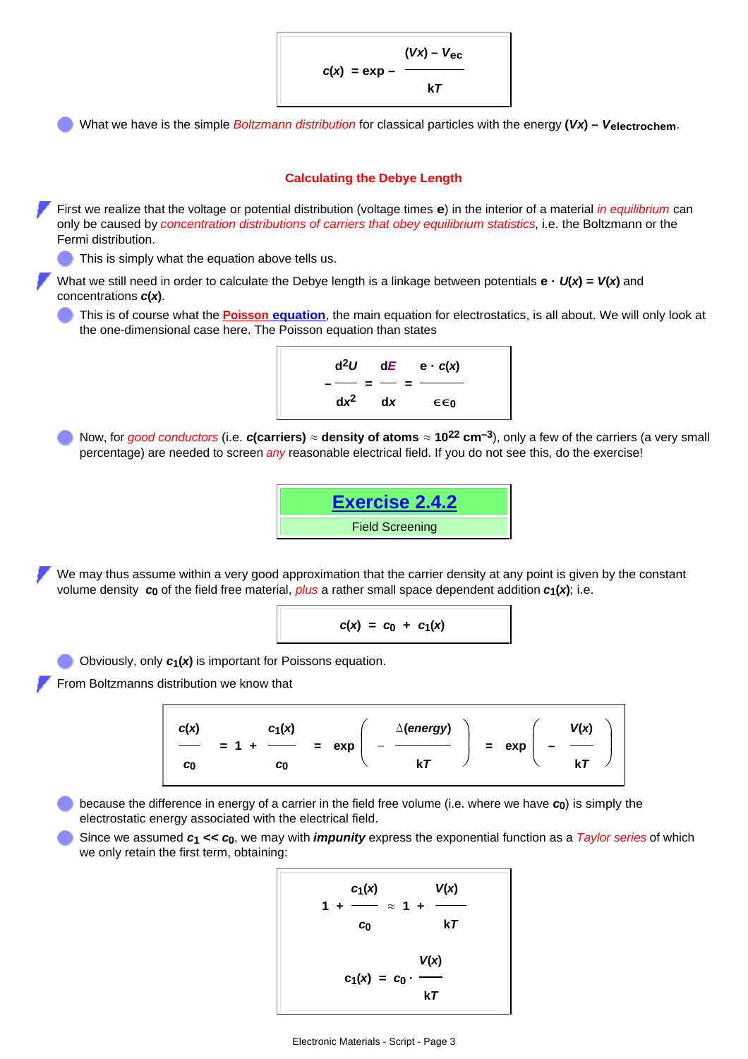$$c(x) = \exp - \frac{(Vx) - V_{ec}}{kT}$$

- What we have is the simple *Boltzmann distribution* for classical particles with the energy **$(Vx) - V_{electrochem}$**.

### Calculating the Debye Length

- First we realize that the voltage or potential distribution (voltage times **e**) in the interior of a material *in equilibrium* can only be caused by *concentration distributions of carriers that obey equilibrium statistics*, i.e. the Boltzmann or the Fermi distribution.
  - This is simply what the equation above tells us.
- What we still need in order to calculate the Debye length is a linkage between potentials **$e \cdot U(x) = V(x)$** and concentrations **$c(x)$**.
  - This is of course what the **Poisson equation**, the main equation for electrostatics, is all about. We will only look at the one-dimensional case here. The Poisson equation than states

$$-\frac{d^2U}{dx^2} = \frac{dE}{dx} = \frac{e \cdot c(x)}{\epsilon\epsilon_0}$$

  - Now, for *good conductors* (i.e. **c(carriers)** ≈ **density of atoms** ≈ **$10^{22}$ cm$^{-3}$**), only a few of the carriers (a very small percentage) are needed to screen *any* reasonable electrical field. If you do not see this, do the exercise!

**Exercise 2.4.2**
Field Screening

- We may thus assume within a very good approximation that the carrier density at any point is given by the constant volume density **$c_0$** of the field free material, *plus* a rather small space dependent addition **$c_1(x)$**; i.e.

$$c(x) = c_0 + c_1(x)$$

  - Obviously, only **$c_1(x)$** is important for Poissons equation.
- From Boltzmanns distribution we know that

$$\frac{c(x)}{c_0} = 1 + \frac{c_1(x)}{c_0} = \exp\left(-\frac{\Delta(energy)}{kT}\right) = \exp\left(-\frac{V(x)}{kT}\right)$$

  - because the difference in energy of a carrier in the field free volume (i.e. where we have **$c_0$**) is simply the electrostatic energy associated with the electrical field.
  - Since we assumed **$c_1 << c_0$**, we may with ***impunity*** express the exponential function as a *Taylor series* of which we only retain the first term, obtaining:

$$1 + \frac{c_1(x)}{c_0} \approx 1 + \frac{V(x)}{kT}$$

$$c_1(x) = c_0 \cdot \frac{V(x)}{kT}$$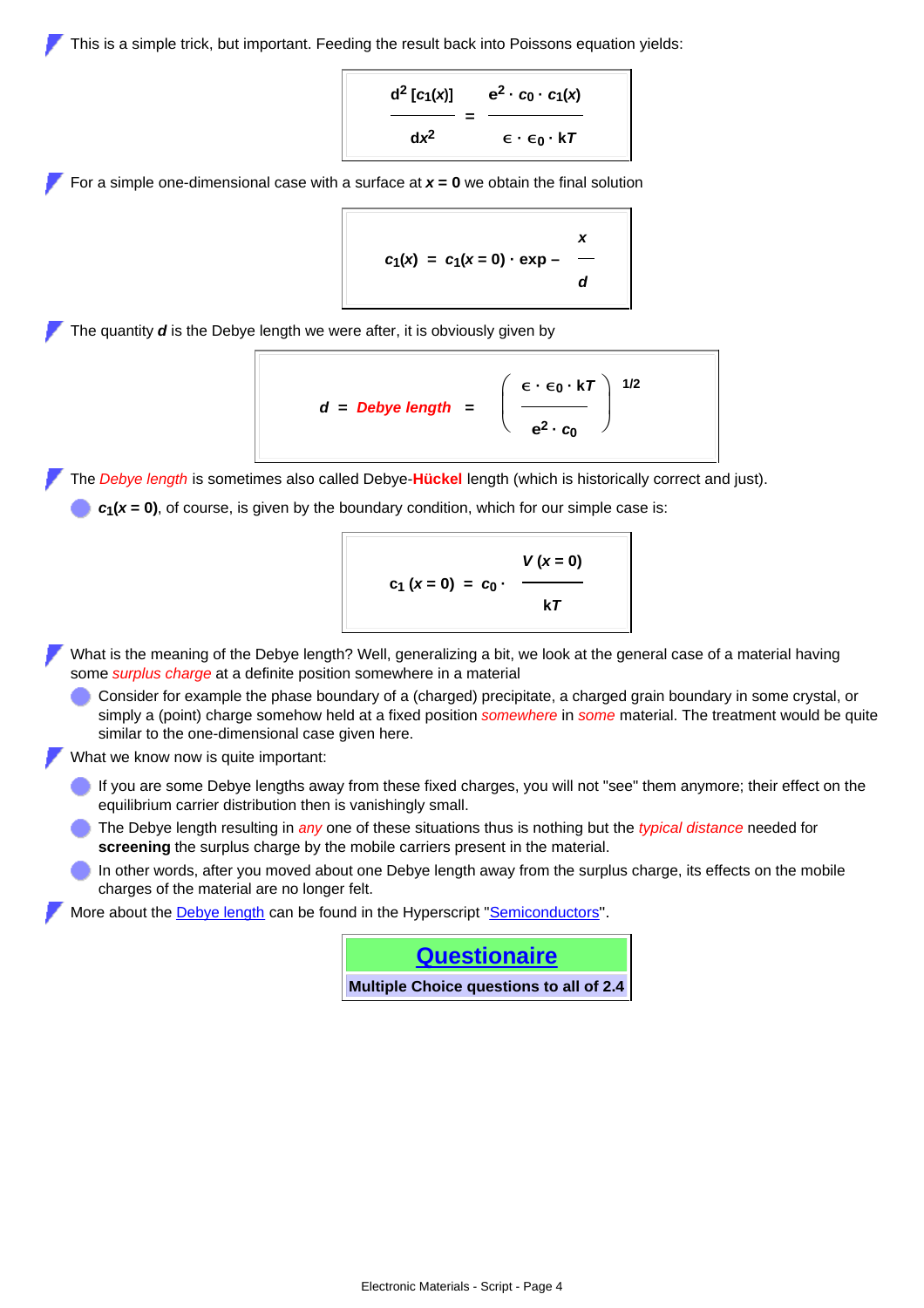- This is a simple trick, but important. Feeding the result back into Poissons equation yields:

$$\frac{d^2\,[c_1(x)]}{dx^2} = \frac{e^2 \cdot c_0 \cdot c_1(x)}{\epsilon \cdot \epsilon_0 \cdot kT}$$

- For a simple one-dimensional case with a surface at **$x = 0$** we obtain the final solution

$$c_1(x) = c_1(x = 0) \cdot \exp - \frac{x}{d}$$

- The quantity ***d*** is the Debye length we were after, it is obviously given by

$$d = \textit{Debye length} = \left( \frac{\epsilon \cdot \epsilon_0 \cdot kT}{e^2 \cdot c_0} \right)^{1/2}$$

- The *Debye length* is sometimes also called Debye-**Hückel** length (which is historically correct and just).
  - **$c_1(x = 0)$**, of course, is given by the boundary condition, which for our simple case is:

$$c_1\,(x = 0) = c_0 \cdot \frac{V\,(x = 0)}{kT}$$

- What is the meaning of the Debye length? Well, generalizing a bit, we look at the general case of a material having some *surplus charge* at a definite position somewhere in a material
  - Consider for example the phase boundary of a (charged) precipitate, a charged grain boundary in some crystal, or simply a (point) charge somehow held at a fixed position *somewhere* in *some* material. The treatment would be quite similar to the one-dimensional case given here.
- What we know now is quite important:
  - If you are some Debye lengths away from these fixed charges, you will not "see" them anymore; their effect on the equilibrium carrier distribution then is vanishingly small.
  - The Debye length resulting in *any* one of these situations thus is nothing but the *typical distance* needed for **screening** the surplus charge by the mobile carriers present in the material.
  - In other words, after you moved about one Debye length away from the surplus charge, its effects on the mobile charges of the material are no longer felt.
- More about the Debye length can be found in the Hyperscript "Semiconductors".

| **Questionaire** |
|---|
| **Multiple Choice questions to all of 2.4** |